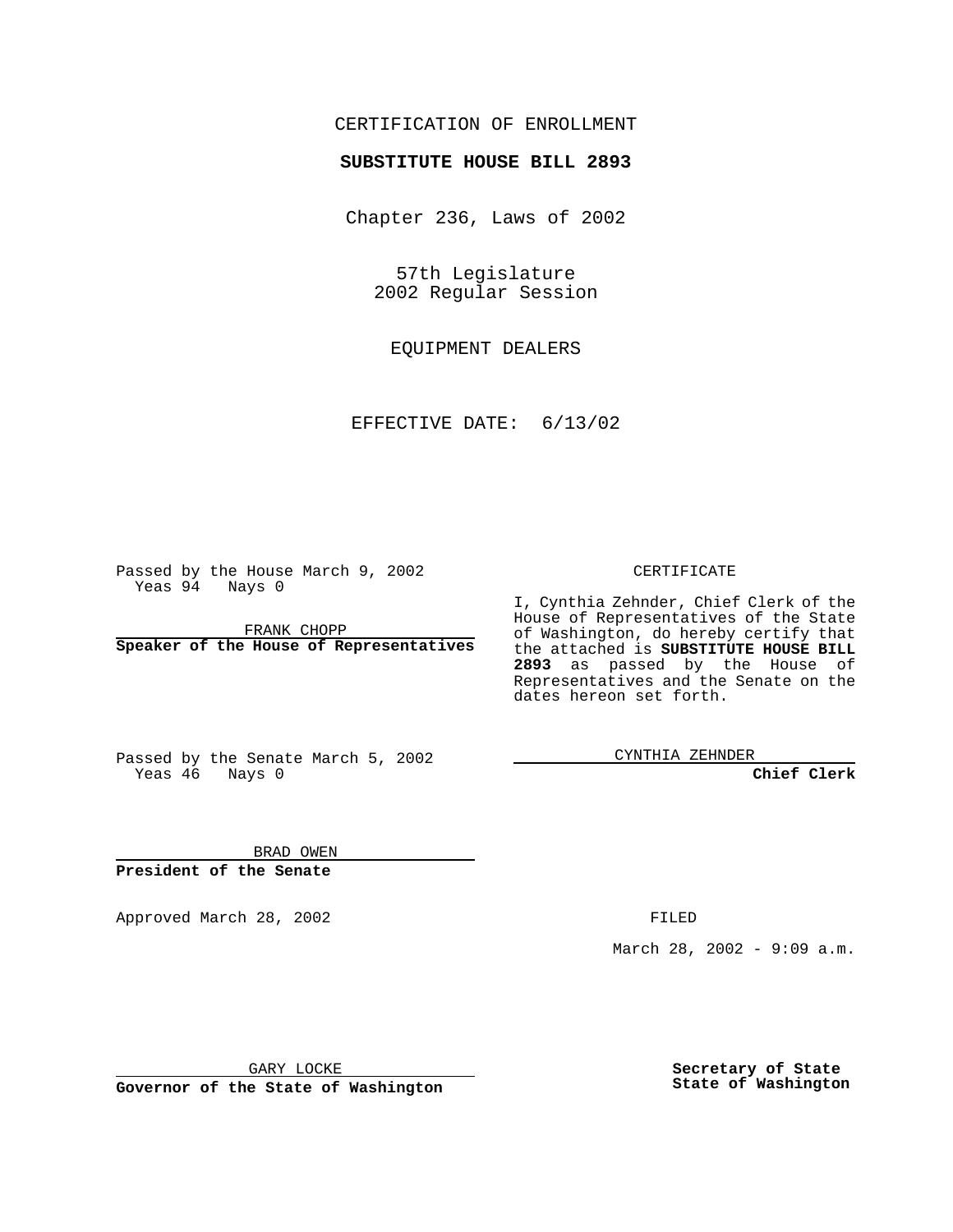CERTIFICATION OF ENROLLMENT

**SUBSTITUTE HOUSE BILL 2893**

Chapter 236, Laws of 2002

57th Legislature
2002 Regular Session

EQUIPMENT DEALERS

EFFECTIVE DATE: 6/13/02

Passed by the House March 9, 2002
Yeas 94 Nays 0

FRANK CHOPP
**Speaker of the House of Representatives**

Passed by the Senate March 5, 2002
Yeas 46 Nays 0

BRAD OWEN
**President of the Senate**

Approved March 28, 2002

GARY LOCKE
**Governor of the State of Washington**

CERTIFICATE

I, Cynthia Zehnder, Chief Clerk of the House of Representatives of the State of Washington, do hereby certify that the attached is **SUBSTITUTE HOUSE BILL 2893** as passed by the House of Representatives and the Senate on the dates hereon set forth.

CYNTHIA ZEHNDER
**Chief Clerk**

FILED

March 28, 2002 - 9:09 a.m.

**Secretary of State**
**State of Washington**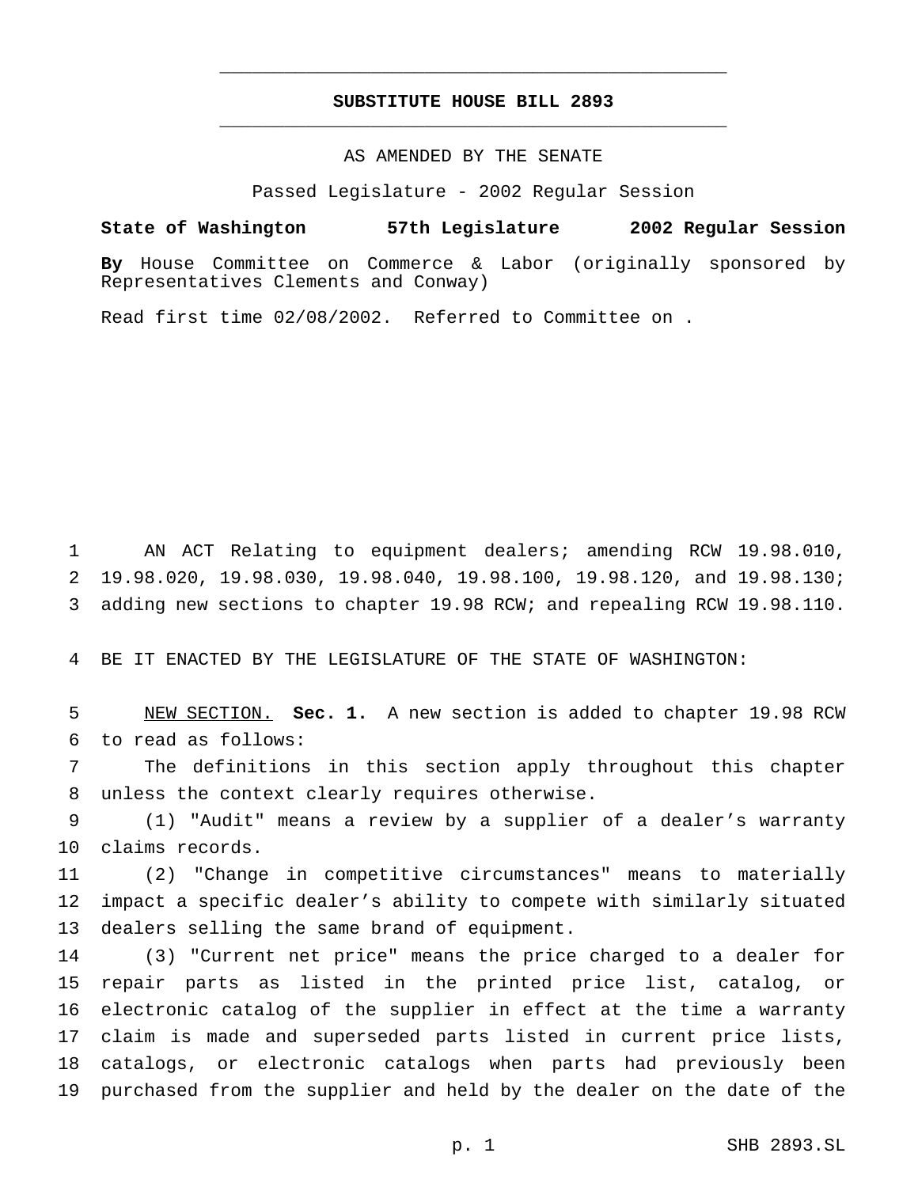# SUBSTITUTE HOUSE BILL 2893

AS AMENDED BY THE SENATE

Passed Legislature - 2002 Regular Session

**State of Washington 57th Legislature 2002 Regular Session**

**By** House Committee on Commerce & Labor (originally sponsored by Representatives Clements and Conway)

Read first time 02/08/2002. Referred to Committee on .

AN ACT Relating to equipment dealers; amending RCW 19.98.010, 19.98.020, 19.98.030, 19.98.040, 19.98.100, 19.98.120, and 19.98.130; adding new sections to chapter 19.98 RCW; and repealing RCW 19.98.110.

BE IT ENACTED BY THE LEGISLATURE OF THE STATE OF WASHINGTON:

NEW SECTION. **Sec. 1.** A new section is added to chapter 19.98 RCW to read as follows:

The definitions in this section apply throughout this chapter unless the context clearly requires otherwise.

(1) "Audit" means a review by a supplier of a dealer's warranty claims records.

(2) "Change in competitive circumstances" means to materially impact a specific dealer's ability to compete with similarly situated dealers selling the same brand of equipment.

(3) "Current net price" means the price charged to a dealer for repair parts as listed in the printed price list, catalog, or electronic catalog of the supplier in effect at the time a warranty claim is made and superseded parts listed in current price lists, catalogs, or electronic catalogs when parts had previously been purchased from the supplier and held by the dealer on the date of the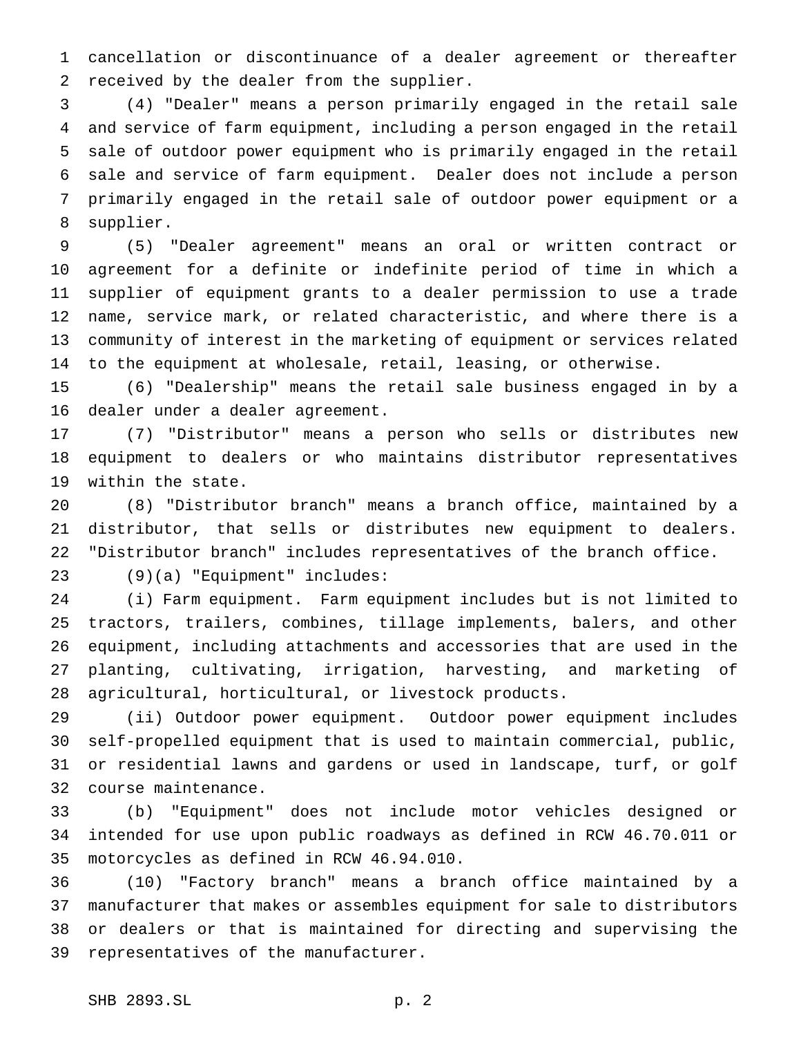cancellation or discontinuance of a dealer agreement or thereafter received by the dealer from the supplier.

(4) "Dealer" means a person primarily engaged in the retail sale and service of farm equipment, including a person engaged in the retail sale of outdoor power equipment who is primarily engaged in the retail sale and service of farm equipment. Dealer does not include a person primarily engaged in the retail sale of outdoor power equipment or a supplier.

(5) "Dealer agreement" means an oral or written contract or agreement for a definite or indefinite period of time in which a supplier of equipment grants to a dealer permission to use a trade name, service mark, or related characteristic, and where there is a community of interest in the marketing of equipment or services related to the equipment at wholesale, retail, leasing, or otherwise.

(6) "Dealership" means the retail sale business engaged in by a dealer under a dealer agreement.

(7) "Distributor" means a person who sells or distributes new equipment to dealers or who maintains distributor representatives within the state.

(8) "Distributor branch" means a branch office, maintained by a distributor, that sells or distributes new equipment to dealers. "Distributor branch" includes representatives of the branch office.

(9)(a) "Equipment" includes:

(i) Farm equipment. Farm equipment includes but is not limited to tractors, trailers, combines, tillage implements, balers, and other equipment, including attachments and accessories that are used in the planting, cultivating, irrigation, harvesting, and marketing of agricultural, horticultural, or livestock products.

(ii) Outdoor power equipment. Outdoor power equipment includes self-propelled equipment that is used to maintain commercial, public, or residential lawns and gardens or used in landscape, turf, or golf course maintenance.

(b) "Equipment" does not include motor vehicles designed or intended for use upon public roadways as defined in RCW 46.70.011 or motorcycles as defined in RCW 46.94.010.

(10) "Factory branch" means a branch office maintained by a manufacturer that makes or assembles equipment for sale to distributors or dealers or that is maintained for directing and supervising the representatives of the manufacturer.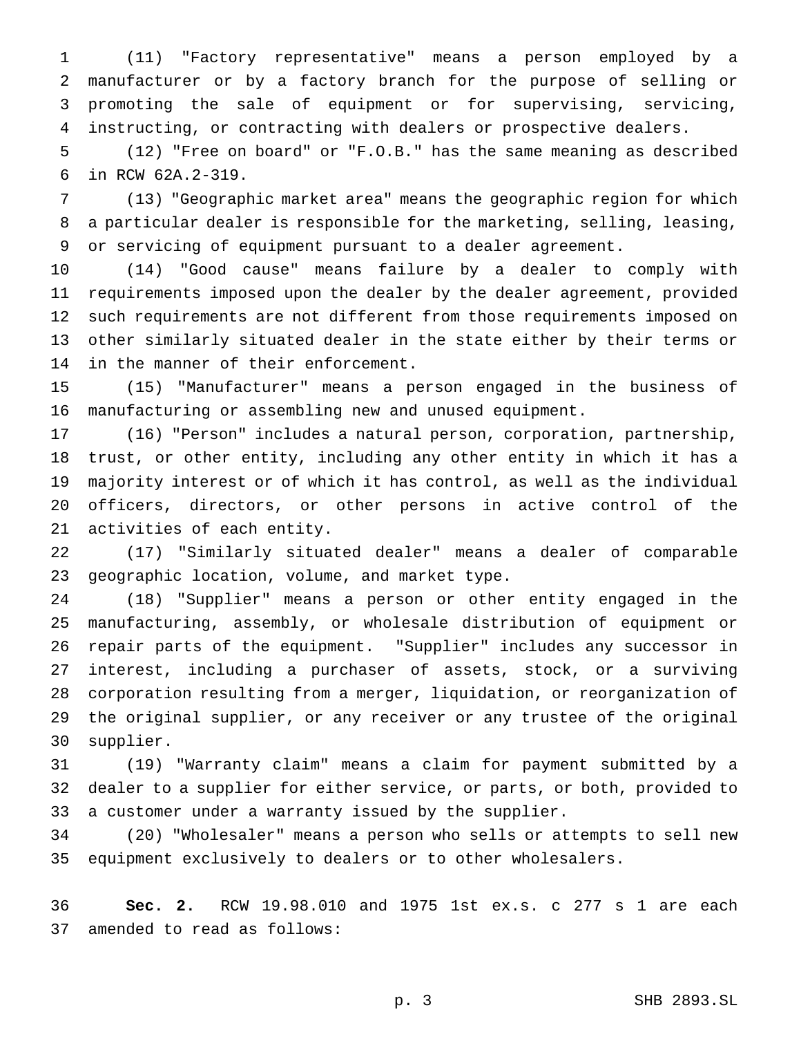(11) "Factory representative" means a person employed by a manufacturer or by a factory branch for the purpose of selling or promoting the sale of equipment or for supervising, servicing, instructing, or contracting with dealers or prospective dealers.

(12) "Free on board" or "F.O.B." has the same meaning as described in RCW 62A.2-319.

(13) "Geographic market area" means the geographic region for which a particular dealer is responsible for the marketing, selling, leasing, or servicing of equipment pursuant to a dealer agreement.

(14) "Good cause" means failure by a dealer to comply with requirements imposed upon the dealer by the dealer agreement, provided such requirements are not different from those requirements imposed on other similarly situated dealer in the state either by their terms or in the manner of their enforcement.

(15) "Manufacturer" means a person engaged in the business of manufacturing or assembling new and unused equipment.

(16) "Person" includes a natural person, corporation, partnership, trust, or other entity, including any other entity in which it has a majority interest or of which it has control, as well as the individual officers, directors, or other persons in active control of the activities of each entity.

(17) "Similarly situated dealer" means a dealer of comparable geographic location, volume, and market type.

(18) "Supplier" means a person or other entity engaged in the manufacturing, assembly, or wholesale distribution of equipment or repair parts of the equipment. "Supplier" includes any successor in interest, including a purchaser of assets, stock, or a surviving corporation resulting from a merger, liquidation, or reorganization of the original supplier, or any receiver or any trustee of the original supplier.

(19) "Warranty claim" means a claim for payment submitted by a dealer to a supplier for either service, or parts, or both, provided to a customer under a warranty issued by the supplier.

(20) "Wholesaler" means a person who sells or attempts to sell new equipment exclusively to dealers or to other wholesalers.

**Sec. 2.** RCW 19.98.010 and 1975 1st ex.s. c 277 s 1 are each amended to read as follows: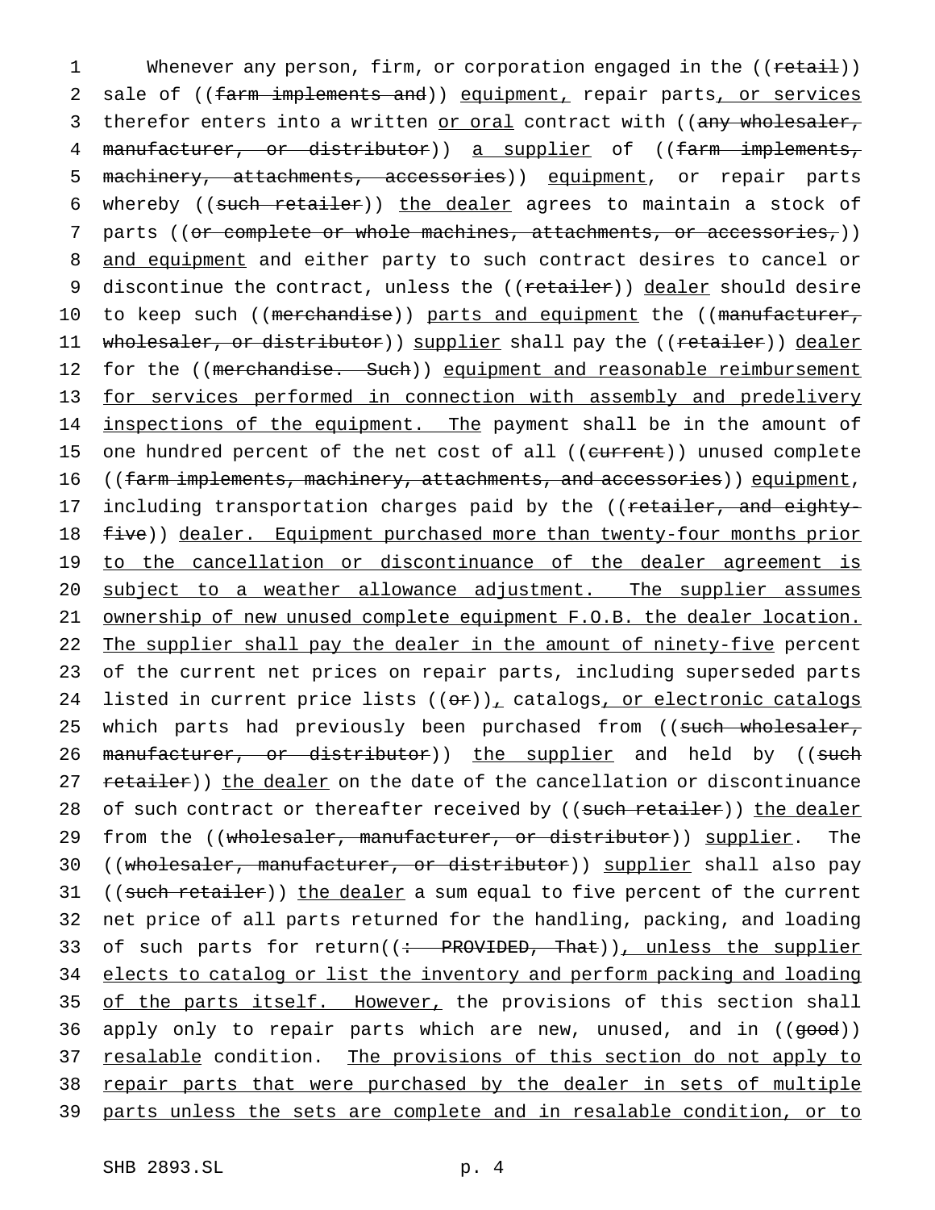Whenever any person, firm, or corporation engaged in the ((~~retail~~)) sale of ((~~farm implements and~~)) equipment, repair parts, or services therefor enters into a written or oral contract with ((~~any wholesaler, manufacturer, or distributor~~)) a supplier of ((~~farm implements, machinery, attachments, accessories~~)) equipment, or repair parts whereby ((~~such retailer~~)) the dealer agrees to maintain a stock of parts ((~~or complete or whole machines, attachments, or accessories,~~)) and equipment and either party to such contract desires to cancel or discontinue the contract, unless the ((~~retailer~~)) dealer should desire to keep such ((~~merchandise~~)) parts and equipment the ((~~manufacturer, wholesaler, or distributor~~)) supplier shall pay the ((~~retailer~~)) dealer for the ((~~merchandise. Such~~)) equipment and reasonable reimbursement for services performed in connection with assembly and predelivery inspections of the equipment. The payment shall be in the amount of one hundred percent of the net cost of all ((~~current~~)) unused complete ((~~farm implements, machinery, attachments, and accessories~~)) equipment, including transportation charges paid by the ((~~retailer, and eighty-five~~)) dealer. Equipment purchased more than twenty-four months prior to the cancellation or discontinuance of the dealer agreement is subject to a weather allowance adjustment. The supplier assumes ownership of new unused complete equipment F.O.B. the dealer location. The supplier shall pay the dealer in the amount of ninety-five percent of the current net prices on repair parts, including superseded parts listed in current price lists ((~~or~~)), catalogs, or electronic catalogs which parts had previously been purchased from ((~~such wholesaler, manufacturer, or distributor~~)) the supplier and held by ((~~such retailer~~)) the dealer on the date of the cancellation or discontinuance of such contract or thereafter received by ((~~such retailer~~)) the dealer from the ((~~wholesaler, manufacturer, or distributor~~)) supplier. The ((~~wholesaler, manufacturer, or distributor~~)) supplier shall also pay ((~~such retailer~~)) the dealer a sum equal to five percent of the current net price of all parts returned for the handling, packing, and loading of such parts for return((~~: PROVIDED, That~~)), unless the supplier elects to catalog or list the inventory and perform packing and loading of the parts itself. However, the provisions of this section shall apply only to repair parts which are new, unused, and in ((~~good~~)) resalable condition. The provisions of this section do not apply to repair parts that were purchased by the dealer in sets of multiple parts unless the sets are complete and in resalable condition, or to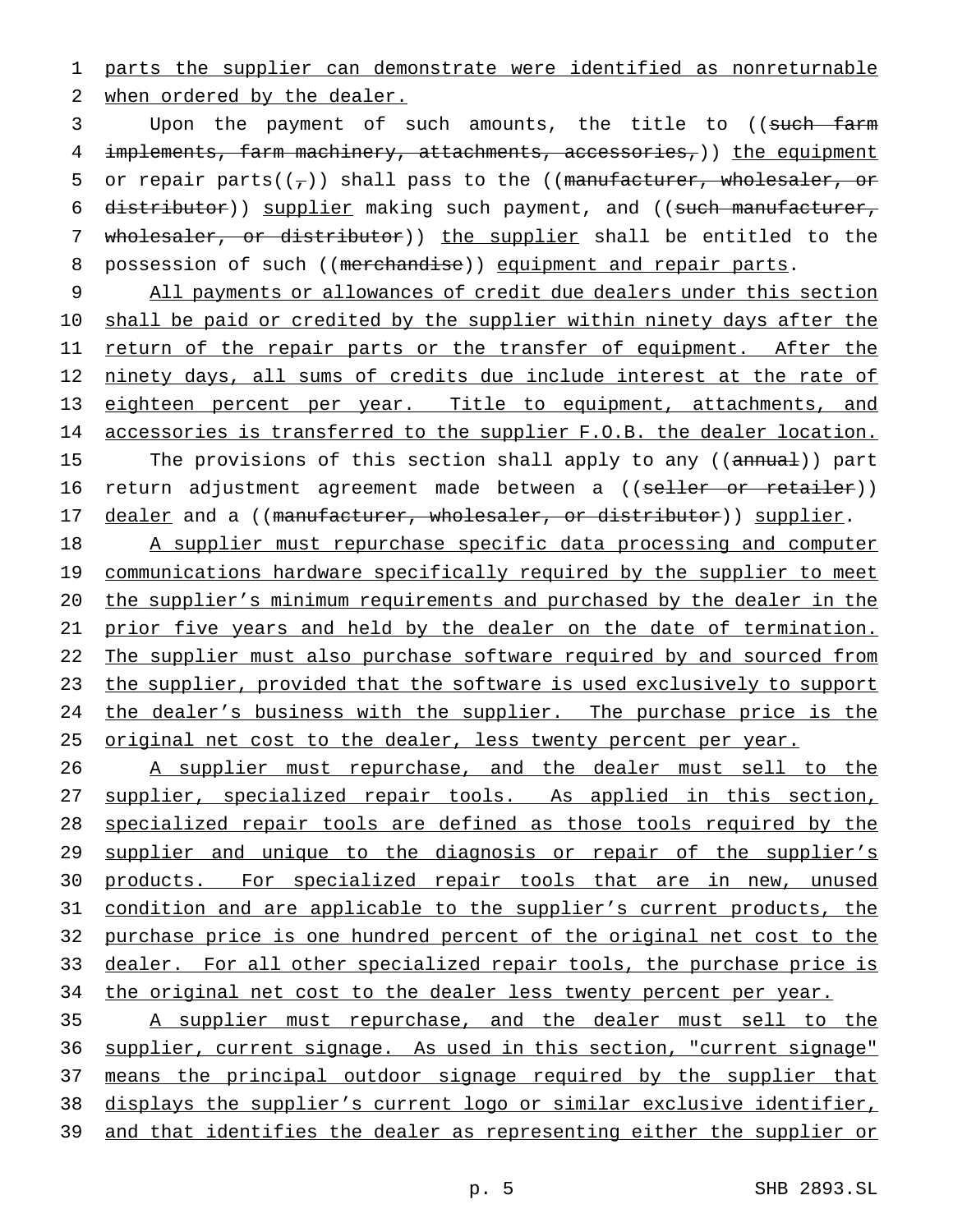parts the supplier can demonstrate were identified as nonreturnable when ordered by the dealer.

Upon the payment of such amounts, the title to ((~~such farm implements, farm machinery, attachments, accessories,~~)) the equipment or repair parts((~~,~~)) shall pass to the ((~~manufacturer, wholesaler, or distributor~~)) supplier making such payment, and ((~~such manufacturer, wholesaler, or distributor~~)) the supplier shall be entitled to the possession of such ((~~merchandise~~)) equipment and repair parts.

All payments or allowances of credit due dealers under this section shall be paid or credited by the supplier within ninety days after the return of the repair parts or the transfer of equipment. After the ninety days, all sums of credits due include interest at the rate of eighteen percent per year. Title to equipment, attachments, and accessories is transferred to the supplier F.O.B. the dealer location.

The provisions of this section shall apply to any ((~~annual~~)) part return adjustment agreement made between a ((~~seller or retailer~~)) dealer and a ((~~manufacturer, wholesaler, or distributor~~)) supplier.

A supplier must repurchase specific data processing and computer communications hardware specifically required by the supplier to meet the supplier's minimum requirements and purchased by the dealer in the prior five years and held by the dealer on the date of termination. The supplier must also purchase software required by and sourced from the supplier, provided that the software is used exclusively to support the dealer's business with the supplier. The purchase price is the original net cost to the dealer, less twenty percent per year.

A supplier must repurchase, and the dealer must sell to the supplier, specialized repair tools. As applied in this section, specialized repair tools are defined as those tools required by the supplier and unique to the diagnosis or repair of the supplier's products. For specialized repair tools that are in new, unused condition and are applicable to the supplier's current products, the purchase price is one hundred percent of the original net cost to the dealer. For all other specialized repair tools, the purchase price is the original net cost to the dealer less twenty percent per year.

A supplier must repurchase, and the dealer must sell to the supplier, current signage. As used in this section, "current signage" means the principal outdoor signage required by the supplier that displays the supplier's current logo or similar exclusive identifier, and that identifies the dealer as representing either the supplier or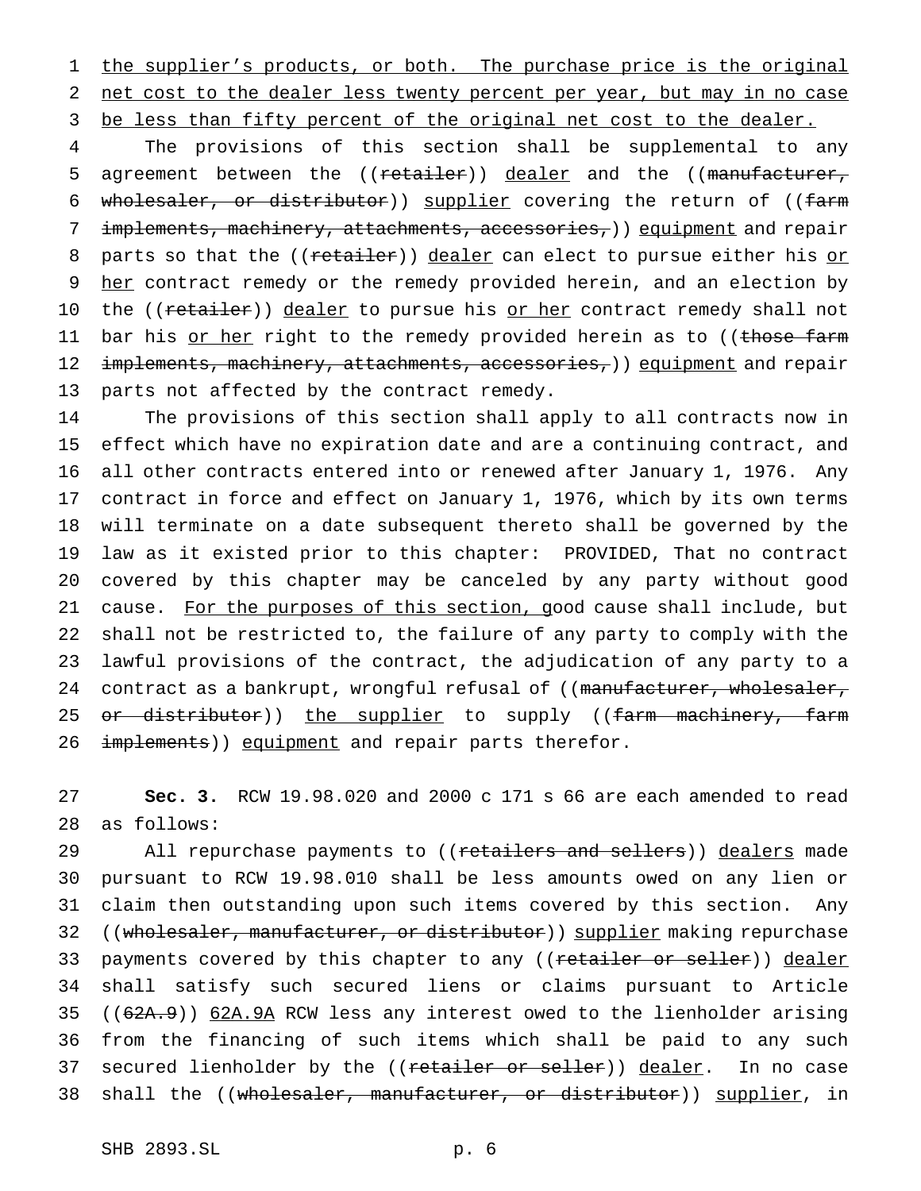the supplier's products, or both. The purchase price is the original net cost to the dealer less twenty percent per year, but may in no case be less than fifty percent of the original net cost to the dealer.

The provisions of this section shall be supplemental to any agreement between the ((~~retailer~~)) dealer and the ((~~manufacturer, wholesaler, or distributor~~)) supplier covering the return of ((~~farm implements, machinery, attachments, accessories,~~)) equipment and repair parts so that the ((~~retailer~~)) dealer can elect to pursue either his or her contract remedy or the remedy provided herein, and an election by the ((~~retailer~~)) dealer to pursue his or her contract remedy shall not bar his or her right to the remedy provided herein as to ((~~those farm implements, machinery, attachments, accessories,~~)) equipment and repair parts not affected by the contract remedy.

The provisions of this section shall apply to all contracts now in effect which have no expiration date and are a continuing contract, and all other contracts entered into or renewed after January 1, 1976. Any contract in force and effect on January 1, 1976, which by its own terms will terminate on a date subsequent thereto shall be governed by the law as it existed prior to this chapter: PROVIDED, That no contract covered by this chapter may be canceled by any party without good cause. For the purposes of this section, good cause shall include, but shall not be restricted to, the failure of any party to comply with the lawful provisions of the contract, the adjudication of any party to a contract as a bankrupt, wrongful refusal of ((~~manufacturer, wholesaler, or distributor~~)) the supplier to supply ((~~farm machinery, farm implements~~)) equipment and repair parts therefor.

**Sec. 3.** RCW 19.98.020 and 2000 c 171 s 66 are each amended to read as follows:

All repurchase payments to ((~~retailers and sellers~~)) dealers made pursuant to RCW 19.98.010 shall be less amounts owed on any lien or claim then outstanding upon such items covered by this section. Any ((~~wholesaler, manufacturer, or distributor~~)) supplier making repurchase payments covered by this chapter to any ((~~retailer or seller~~)) dealer shall satisfy such secured liens or claims pursuant to Article ((~~62A.9~~)) 62A.9A RCW less any interest owed to the lienholder arising from the financing of such items which shall be paid to any such secured lienholder by the ((~~retailer or seller~~)) dealer. In no case shall the ((~~wholesaler, manufacturer, or distributor~~)) supplier, in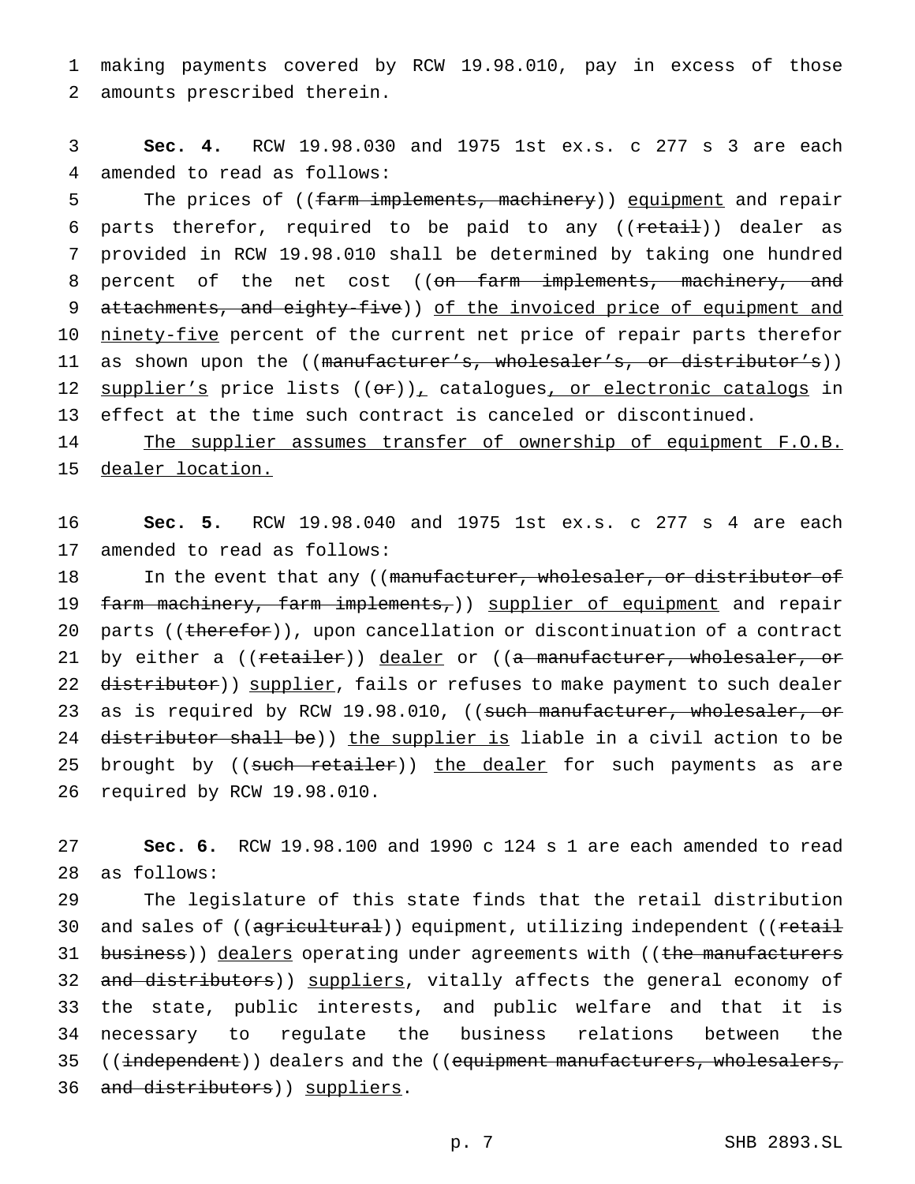making payments covered by RCW 19.98.010, pay in excess of those amounts prescribed therein.

**Sec. 4.** RCW 19.98.030 and 1975 1st ex.s. c 277 s 3 are each amended to read as follows:

The prices of ((~~farm implements, machinery~~)) equipment and repair parts therefor, required to be paid to any ((~~retail~~)) dealer as provided in RCW 19.98.010 shall be determined by taking one hundred percent of the net cost ((~~on farm implements, machinery, and attachments, and eighty-five~~)) of the invoiced price of equipment and ninety-five percent of the current net price of repair parts therefor as shown upon the ((~~manufacturer's, wholesaler's, or distributor's~~)) supplier's price lists ((~~or~~)), catalogues, or electronic catalogs in effect at the time such contract is canceled or discontinued.

The supplier assumes transfer of ownership of equipment F.O.B. dealer location.

**Sec. 5.** RCW 19.98.040 and 1975 1st ex.s. c 277 s 4 are each amended to read as follows:

In the event that any ((~~manufacturer, wholesaler, or distributor of farm machinery, farm implements,~~)) supplier of equipment and repair parts ((~~therefor~~)), upon cancellation or discontinuation of a contract by either a ((~~retailer~~)) dealer or ((~~a manufacturer, wholesaler, or distributor~~)) supplier, fails or refuses to make payment to such dealer as is required by RCW 19.98.010, ((~~such manufacturer, wholesaler, or distributor shall be~~)) the supplier is liable in a civil action to be brought by ((~~such retailer~~)) the dealer for such payments as are required by RCW 19.98.010.

**Sec. 6.** RCW 19.98.100 and 1990 c 124 s 1 are each amended to read as follows:

The legislature of this state finds that the retail distribution and sales of ((~~agricultural~~)) equipment, utilizing independent ((~~retail business~~)) dealers operating under agreements with ((~~the manufacturers and distributors~~)) suppliers, vitally affects the general economy of the state, public interests, and public welfare and that it is necessary to regulate the business relations between the ((~~independent~~)) dealers and the ((~~equipment manufacturers, wholesalers, and distributors~~)) suppliers.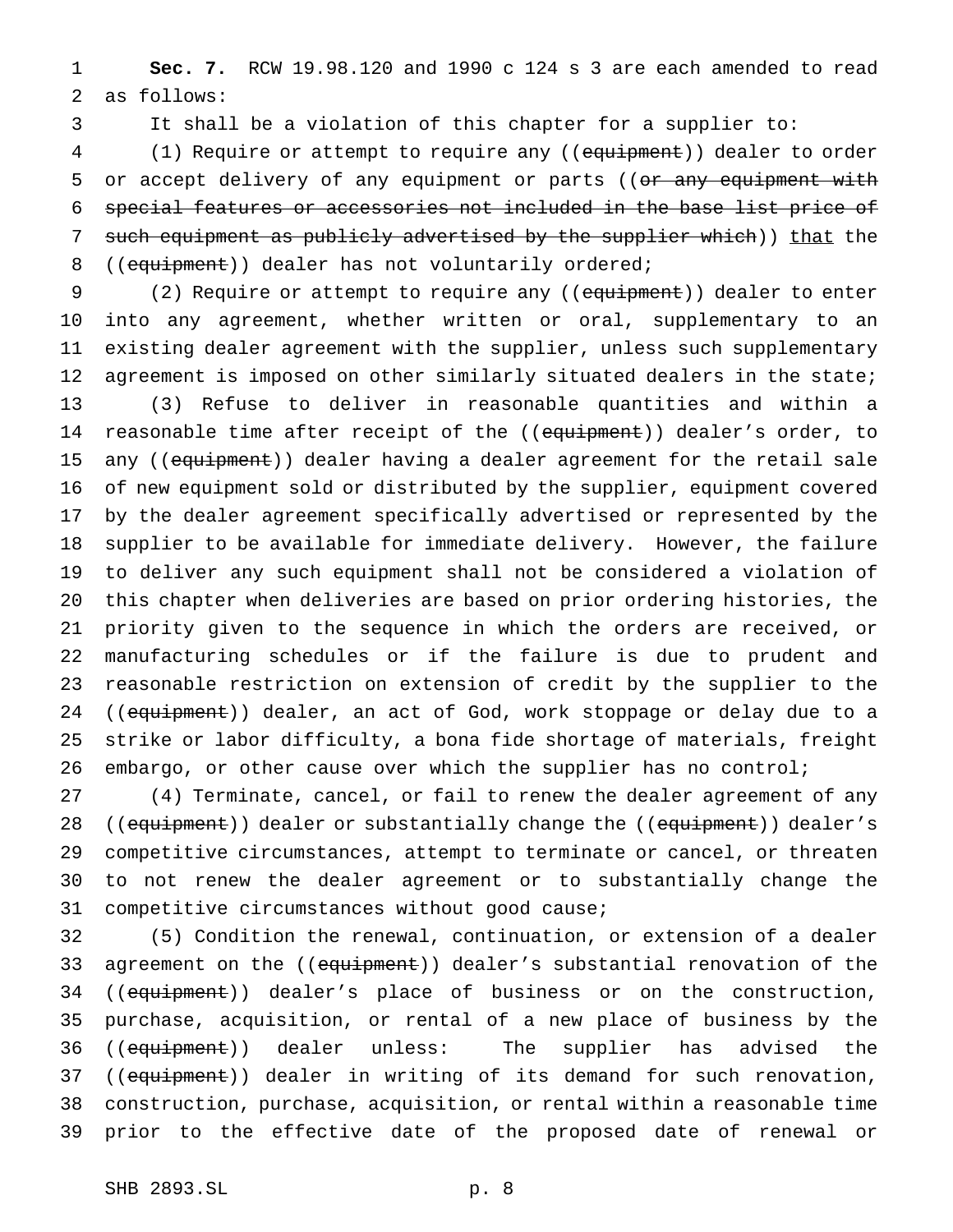**Sec. 7.** RCW 19.98.120 and 1990 c 124 s 3 are each amended to read as follows:

It shall be a violation of this chapter for a supplier to:

(1) Require or attempt to require any ((~~equipment~~)) dealer to order or accept delivery of any equipment or parts ((~~or any equipment with special features or accessories not included in the base list price of such equipment as publicly advertised by the supplier which~~)) <u>that</u> the ((~~equipment~~)) dealer has not voluntarily ordered;

(2) Require or attempt to require any ((~~equipment~~)) dealer to enter into any agreement, whether written or oral, supplementary to an existing dealer agreement with the supplier, unless such supplementary agreement is imposed on other similarly situated dealers in the state;

(3) Refuse to deliver in reasonable quantities and within a reasonable time after receipt of the ((~~equipment~~)) dealer's order, to any ((~~equipment~~)) dealer having a dealer agreement for the retail sale of new equipment sold or distributed by the supplier, equipment covered by the dealer agreement specifically advertised or represented by the supplier to be available for immediate delivery. However, the failure to deliver any such equipment shall not be considered a violation of this chapter when deliveries are based on prior ordering histories, the priority given to the sequence in which the orders are received, or manufacturing schedules or if the failure is due to prudent and reasonable restriction on extension of credit by the supplier to the ((~~equipment~~)) dealer, an act of God, work stoppage or delay due to a strike or labor difficulty, a bona fide shortage of materials, freight embargo, or other cause over which the supplier has no control;

(4) Terminate, cancel, or fail to renew the dealer agreement of any ((~~equipment~~)) dealer or substantially change the ((~~equipment~~)) dealer's competitive circumstances, attempt to terminate or cancel, or threaten to not renew the dealer agreement or to substantially change the competitive circumstances without good cause;

(5) Condition the renewal, continuation, or extension of a dealer agreement on the ((~~equipment~~)) dealer's substantial renovation of the ((~~equipment~~)) dealer's place of business or on the construction, purchase, acquisition, or rental of a new place of business by the ((~~equipment~~)) dealer unless: The supplier has advised the ((~~equipment~~)) dealer in writing of its demand for such renovation, construction, purchase, acquisition, or rental within a reasonable time prior to the effective date of the proposed date of renewal or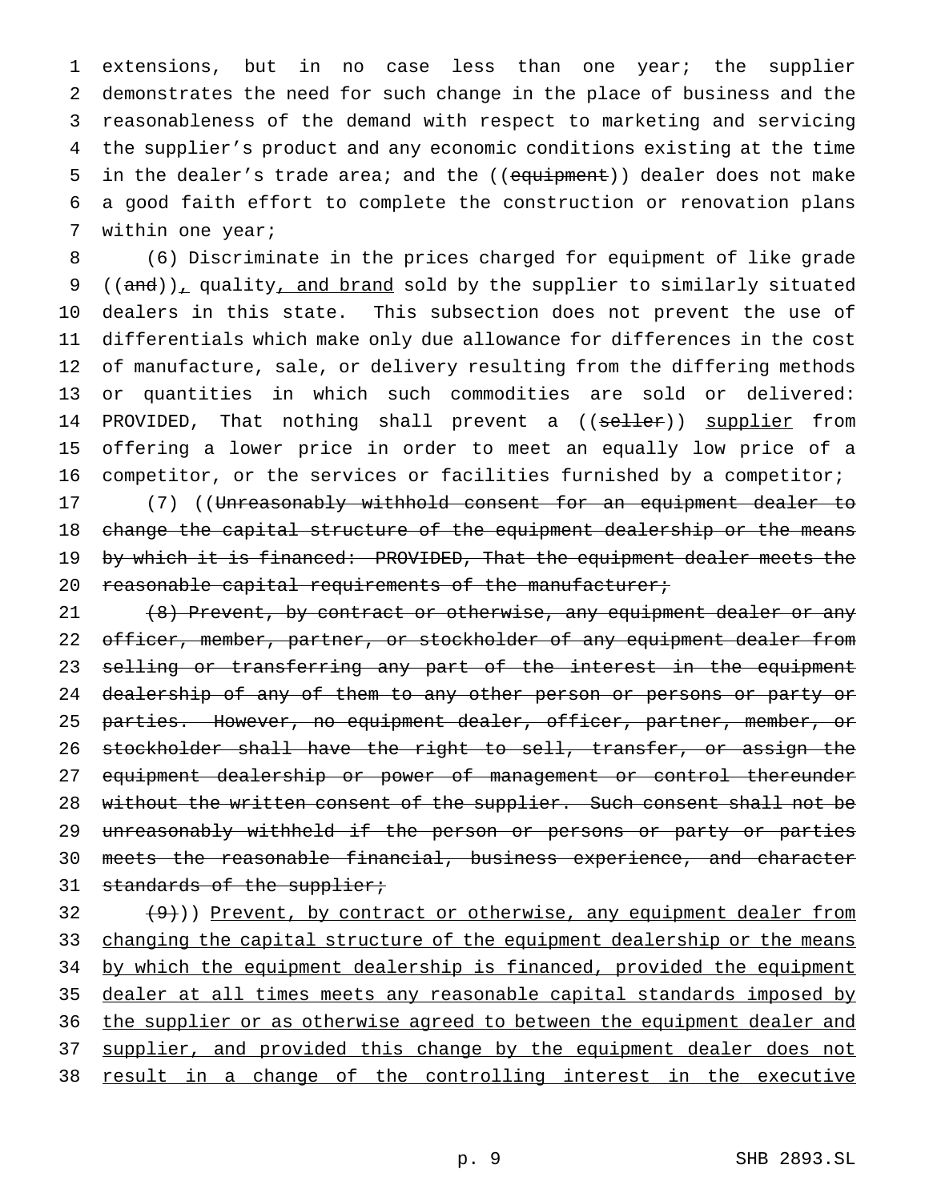extensions, but in no case less than one year; the supplier demonstrates the need for such change in the place of business and the reasonableness of the demand with respect to marketing and servicing the supplier's product and any economic conditions existing at the time in the dealer's trade area; and the ((~~equipment~~)) dealer does not make a good faith effort to complete the construction or renovation plans within one year;

(6) Discriminate in the prices charged for equipment of like grade ((~~and~~)), quality, and brand sold by the supplier to similarly situated dealers in this state. This subsection does not prevent the use of differentials which make only due allowance for differences in the cost of manufacture, sale, or delivery resulting from the differing methods or quantities in which such commodities are sold or delivered: PROVIDED, That nothing shall prevent a ((~~seller~~)) supplier from offering a lower price in order to meet an equally low price of a competitor, or the services or facilities furnished by a competitor;

(7) ((~~Unreasonably withhold consent for an equipment dealer to change the capital structure of the equipment dealership or the means by which it is financed: PROVIDED, That the equipment dealer meets the reasonable capital requirements of the manufacturer;~~

~~(8) Prevent, by contract or otherwise, any equipment dealer or any officer, member, partner, or stockholder of any equipment dealer from selling or transferring any part of the interest in the equipment dealership of any of them to any other person or persons or party or parties. However, no equipment dealer, officer, partner, member, or stockholder shall have the right to sell, transfer, or assign the equipment dealership or power of management or control thereunder without the written consent of the supplier. Such consent shall not be unreasonably withheld if the person or persons or party or parties meets the reasonable financial, business experience, and character standards of the supplier;~~

~~(9)~~)) Prevent, by contract or otherwise, any equipment dealer from changing the capital structure of the equipment dealership or the means by which the equipment dealership is financed, provided the equipment dealer at all times meets any reasonable capital standards imposed by the supplier or as otherwise agreed to between the equipment dealer and supplier, and provided this change by the equipment dealer does not result in a change of the controlling interest in the executive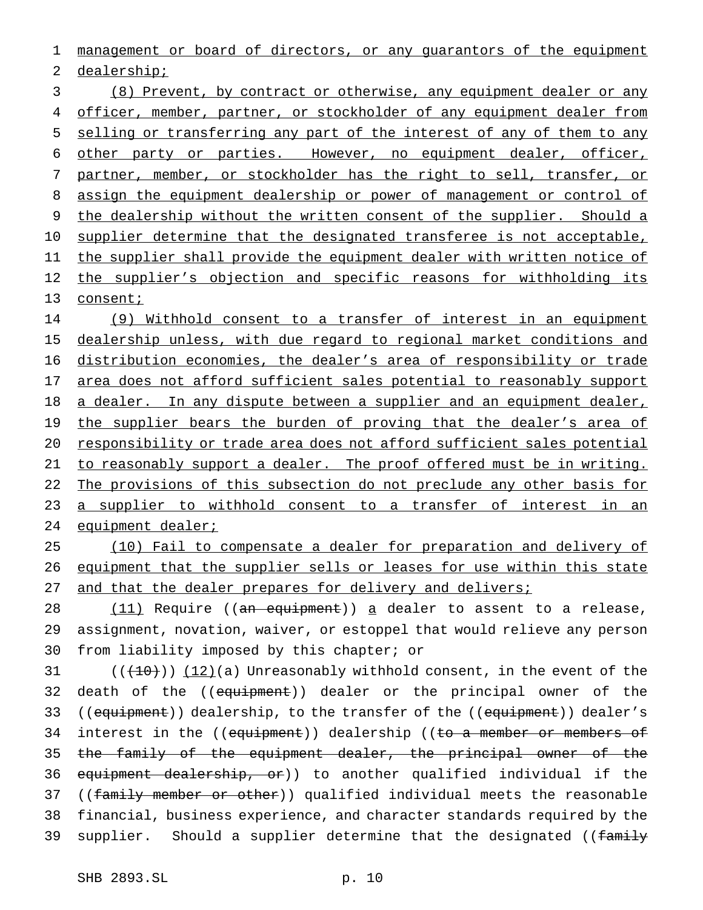management or board of directors, or any guarantors of the equipment dealership;

(8) Prevent, by contract or otherwise, any equipment dealer or any officer, member, partner, or stockholder of any equipment dealer from selling or transferring any part of the interest of any of them to any other party or parties. However, no equipment dealer, officer, partner, member, or stockholder has the right to sell, transfer, or assign the equipment dealership or power of management or control of the dealership without the written consent of the supplier. Should a supplier determine that the designated transferee is not acceptable, the supplier shall provide the equipment dealer with written notice of the supplier's objection and specific reasons for withholding its consent;

(9) Withhold consent to a transfer of interest in an equipment dealership unless, with due regard to regional market conditions and distribution economies, the dealer's area of responsibility or trade area does not afford sufficient sales potential to reasonably support a dealer. In any dispute between a supplier and an equipment dealer, the supplier bears the burden of proving that the dealer's area of responsibility or trade area does not afford sufficient sales potential to reasonably support a dealer. The proof offered must be in writing. The provisions of this subsection do not preclude any other basis for a supplier to withhold consent to a transfer of interest in an equipment dealer;

(10) Fail to compensate a dealer for preparation and delivery of equipment that the supplier sells or leases for use within this state and that the dealer prepares for delivery and delivers;

(11) Require ((~~an equipment~~)) a dealer to assent to a release, assignment, novation, waiver, or estoppel that would relieve any person from liability imposed by this chapter; or

((~~(10)~~)) (12)(a) Unreasonably withhold consent, in the event of the death of the ((~~equipment~~)) dealer or the principal owner of the ((~~equipment~~)) dealership, to the transfer of the ((~~equipment~~)) dealer's interest in the ((~~equipment~~)) dealership ((~~to a member or members of the family of the equipment dealer, the principal owner of the equipment dealership, or~~)) to another qualified individual if the ((~~family member or other~~)) qualified individual meets the reasonable financial, business experience, and character standards required by the supplier. Should a supplier determine that the designated ((~~family~~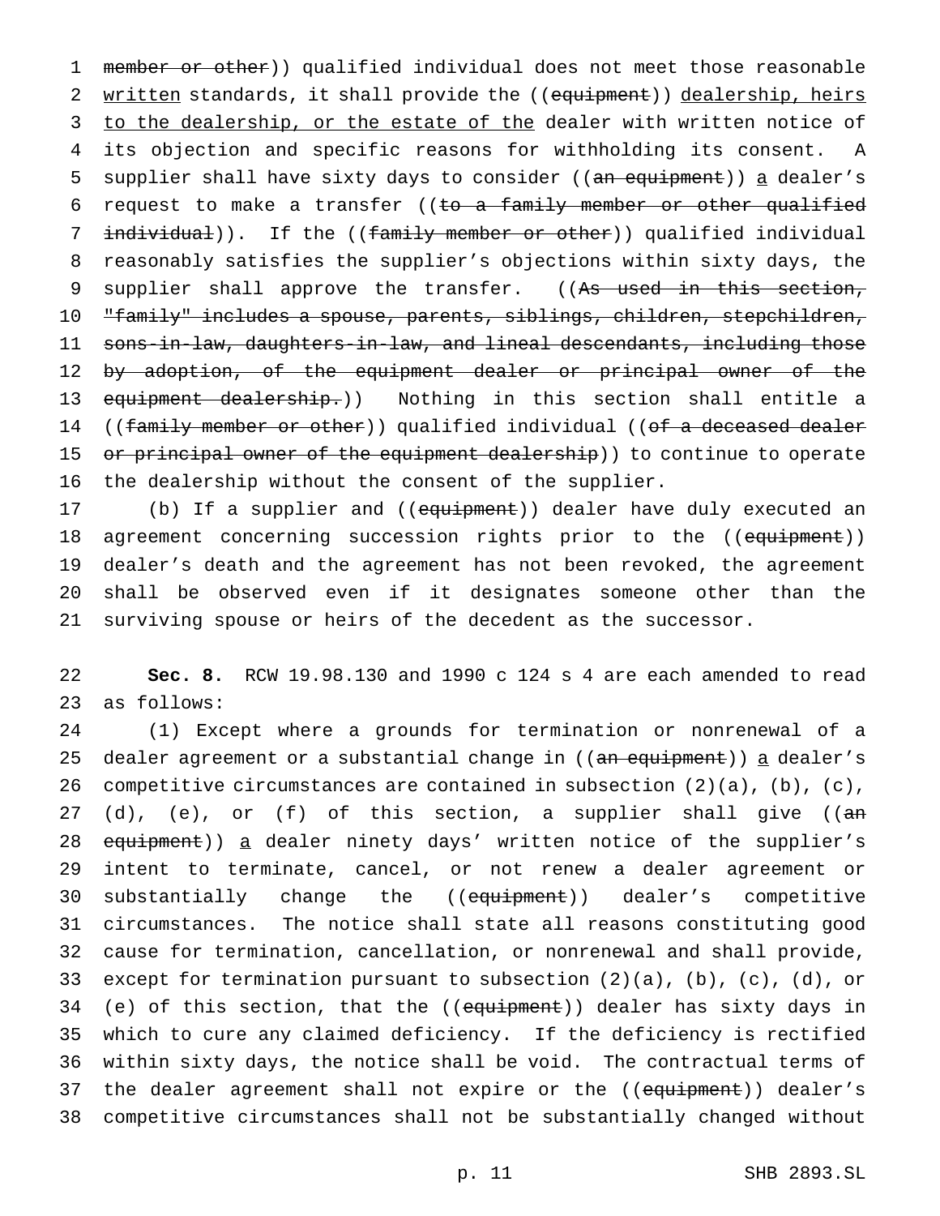member or other)) qualified individual does not meet those reasonable written standards, it shall provide the ((equipment)) dealership, heirs to the dealership, or the estate of the dealer with written notice of its objection and specific reasons for withholding its consent. A supplier shall have sixty days to consider ((an equipment)) a dealer's request to make a transfer ((to a family member or other qualified individual)). If the ((family member or other)) qualified individual reasonably satisfies the supplier's objections within sixty days, the supplier shall approve the transfer. ((As used in this section, "family" includes a spouse, parents, siblings, children, stepchildren, sons-in-law, daughters-in-law, and lineal descendants, including those by adoption, of the equipment dealer or principal owner of the equipment dealership.)) Nothing in this section shall entitle a ((family member or other)) qualified individual ((of a deceased dealer or principal owner of the equipment dealership)) to continue to operate the dealership without the consent of the supplier.

(b) If a supplier and ((equipment)) dealer have duly executed an agreement concerning succession rights prior to the ((equipment)) dealer's death and the agreement has not been revoked, the agreement shall be observed even if it designates someone other than the surviving spouse or heirs of the decedent as the successor.

**Sec. 8.** RCW 19.98.130 and 1990 c 124 s 4 are each amended to read as follows:

(1) Except where a grounds for termination or nonrenewal of a dealer agreement or a substantial change in ((an equipment)) a dealer's competitive circumstances are contained in subsection (2)(a), (b), (c), (d), (e), or (f) of this section, a supplier shall give ((an equipment)) a dealer ninety days' written notice of the supplier's intent to terminate, cancel, or not renew a dealer agreement or substantially change the ((equipment)) dealer's competitive circumstances. The notice shall state all reasons constituting good cause for termination, cancellation, or nonrenewal and shall provide, except for termination pursuant to subsection (2)(a), (b), (c), (d), or (e) of this section, that the ((equipment)) dealer has sixty days in which to cure any claimed deficiency. If the deficiency is rectified within sixty days, the notice shall be void. The contractual terms of the dealer agreement shall not expire or the ((equipment)) dealer's competitive circumstances shall not be substantially changed without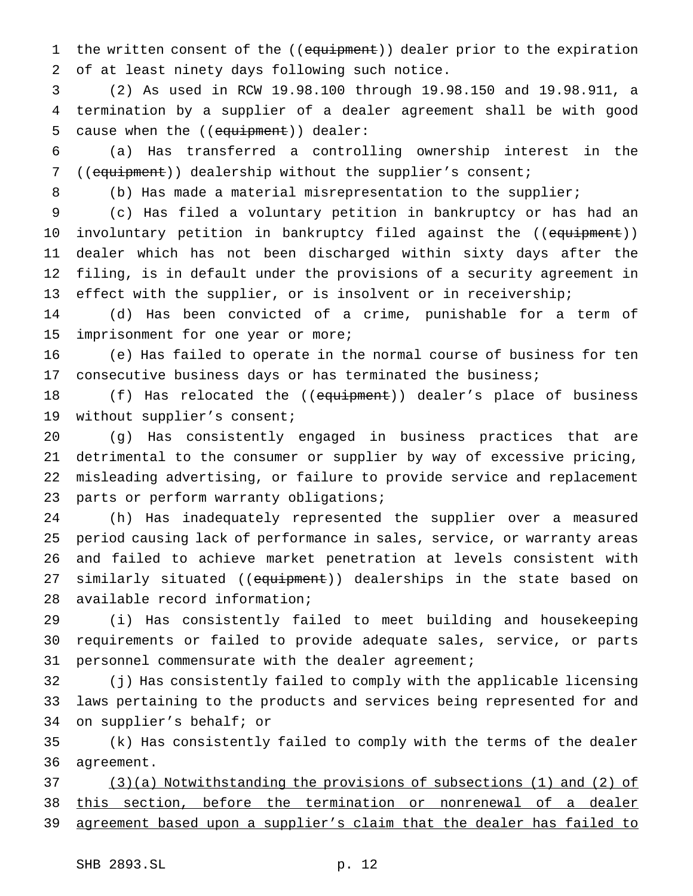the written consent of the ((~~equipment~~)) dealer prior to the expiration of at least ninety days following such notice.

(2) As used in RCW 19.98.100 through 19.98.150 and 19.98.911, a termination by a supplier of a dealer agreement shall be with good cause when the ((~~equipment~~)) dealer:

(a) Has transferred a controlling ownership interest in the ((~~equipment~~)) dealership without the supplier's consent;

(b) Has made a material misrepresentation to the supplier;

(c) Has filed a voluntary petition in bankruptcy or has had an involuntary petition in bankruptcy filed against the ((~~equipment~~)) dealer which has not been discharged within sixty days after the filing, is in default under the provisions of a security agreement in effect with the supplier, or is insolvent or in receivership;

(d) Has been convicted of a crime, punishable for a term of imprisonment for one year or more;

(e) Has failed to operate in the normal course of business for ten consecutive business days or has terminated the business;

(f) Has relocated the ((~~equipment~~)) dealer's place of business without supplier's consent;

(g) Has consistently engaged in business practices that are detrimental to the consumer or supplier by way of excessive pricing, misleading advertising, or failure to provide service and replacement parts or perform warranty obligations;

(h) Has inadequately represented the supplier over a measured period causing lack of performance in sales, service, or warranty areas and failed to achieve market penetration at levels consistent with similarly situated ((~~equipment~~)) dealerships in the state based on available record information;

(i) Has consistently failed to meet building and housekeeping requirements or failed to provide adequate sales, service, or parts personnel commensurate with the dealer agreement;

(j) Has consistently failed to comply with the applicable licensing laws pertaining to the products and services being represented for and on supplier's behalf; or

(k) Has consistently failed to comply with the terms of the dealer agreement.

<u>(3)(a) Notwithstanding the provisions of subsections (1) and (2) of this section, before the termination or nonrenewal of a dealer agreement based upon a supplier's claim that the dealer has failed to</u>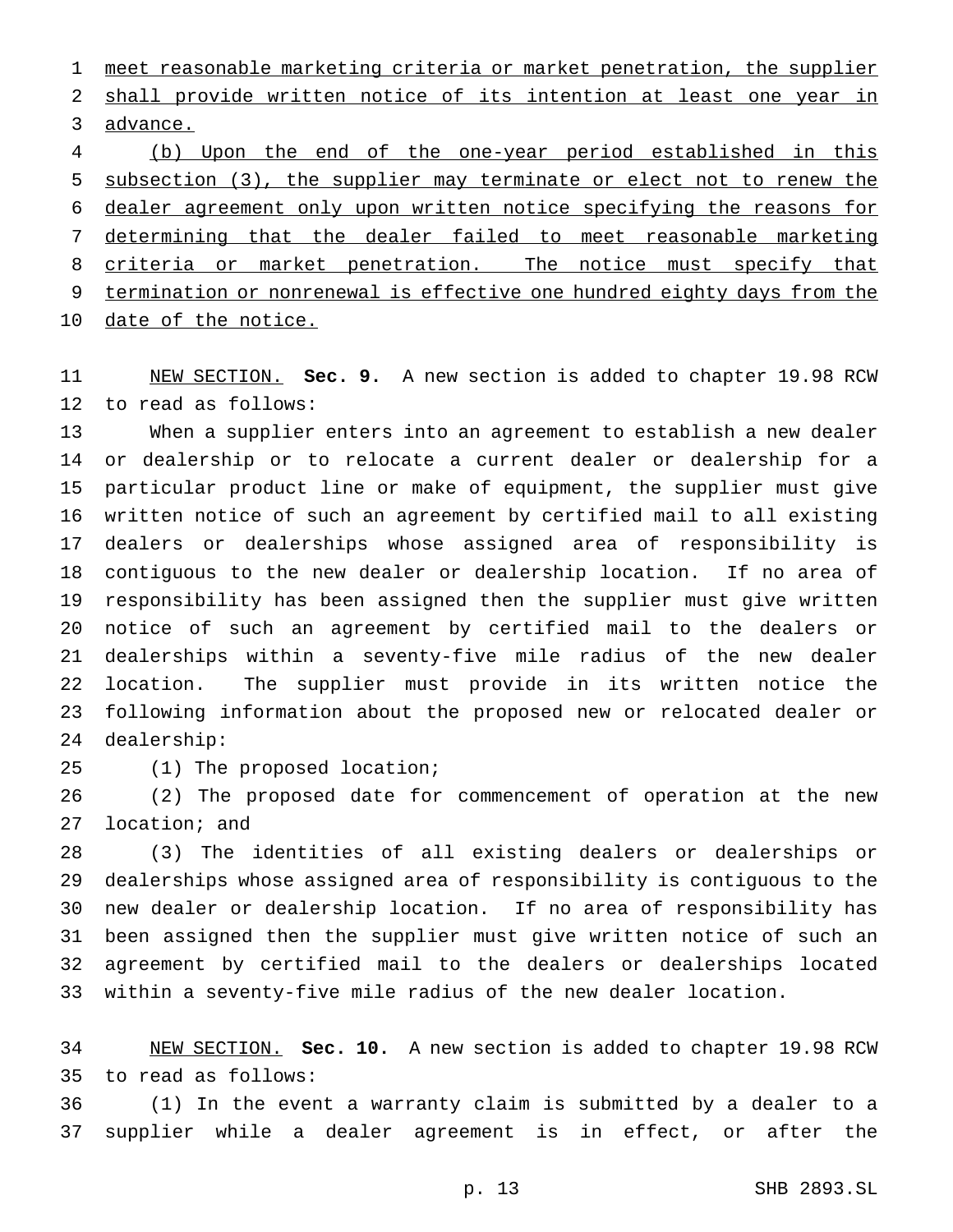meet reasonable marketing criteria or market penetration, the supplier shall provide written notice of its intention at least one year in advance.

(b) Upon the end of the one-year period established in this subsection (3), the supplier may terminate or elect not to renew the dealer agreement only upon written notice specifying the reasons for determining that the dealer failed to meet reasonable marketing criteria or market penetration. The notice must specify that termination or nonrenewal is effective one hundred eighty days from the date of the notice.

NEW SECTION. **Sec. 9.** A new section is added to chapter 19.98 RCW to read as follows:

When a supplier enters into an agreement to establish a new dealer or dealership or to relocate a current dealer or dealership for a particular product line or make of equipment, the supplier must give written notice of such an agreement by certified mail to all existing dealers or dealerships whose assigned area of responsibility is contiguous to the new dealer or dealership location. If no area of responsibility has been assigned then the supplier must give written notice of such an agreement by certified mail to the dealers or dealerships within a seventy-five mile radius of the new dealer location. The supplier must provide in its written notice the following information about the proposed new or relocated dealer or dealership:

(1) The proposed location;

(2) The proposed date for commencement of operation at the new location; and

(3) The identities of all existing dealers or dealerships or dealerships whose assigned area of responsibility is contiguous to the new dealer or dealership location. If no area of responsibility has been assigned then the supplier must give written notice of such an agreement by certified mail to the dealers or dealerships located within a seventy-five mile radius of the new dealer location.

NEW SECTION. **Sec. 10.** A new section is added to chapter 19.98 RCW to read as follows:

(1) In the event a warranty claim is submitted by a dealer to a supplier while a dealer agreement is in effect, or after the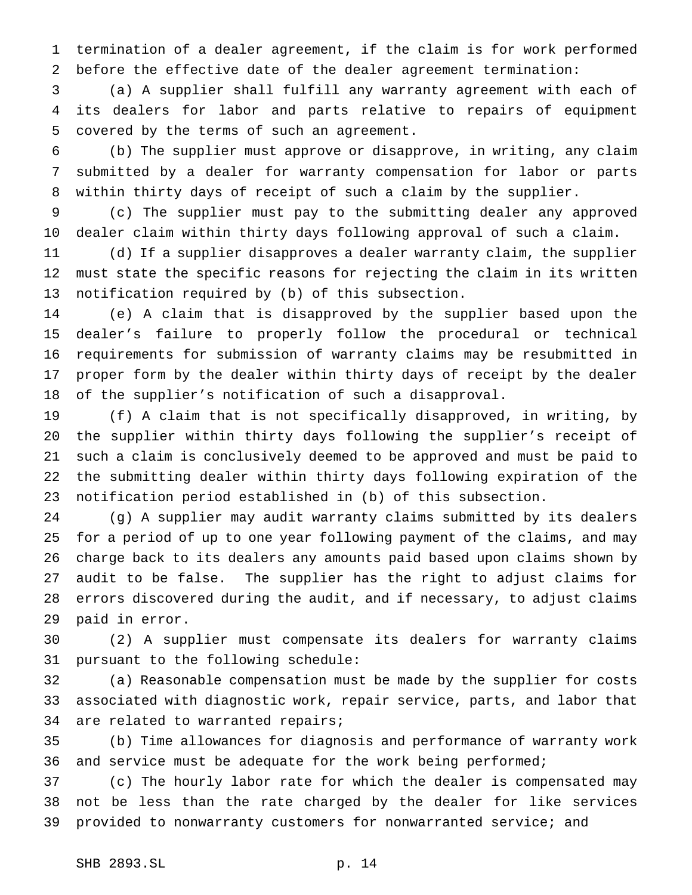termination of a dealer agreement, if the claim is for work performed before the effective date of the dealer agreement termination:

(a) A supplier shall fulfill any warranty agreement with each of its dealers for labor and parts relative to repairs of equipment covered by the terms of such an agreement.

(b) The supplier must approve or disapprove, in writing, any claim submitted by a dealer for warranty compensation for labor or parts within thirty days of receipt of such a claim by the supplier.

(c) The supplier must pay to the submitting dealer any approved dealer claim within thirty days following approval of such a claim.

(d) If a supplier disapproves a dealer warranty claim, the supplier must state the specific reasons for rejecting the claim in its written notification required by (b) of this subsection.

(e) A claim that is disapproved by the supplier based upon the dealer's failure to properly follow the procedural or technical requirements for submission of warranty claims may be resubmitted in proper form by the dealer within thirty days of receipt by the dealer of the supplier's notification of such a disapproval.

(f) A claim that is not specifically disapproved, in writing, by the supplier within thirty days following the supplier's receipt of such a claim is conclusively deemed to be approved and must be paid to the submitting dealer within thirty days following expiration of the notification period established in (b) of this subsection.

(g) A supplier may audit warranty claims submitted by its dealers for a period of up to one year following payment of the claims, and may charge back to its dealers any amounts paid based upon claims shown by audit to be false. The supplier has the right to adjust claims for errors discovered during the audit, and if necessary, to adjust claims paid in error.

(2) A supplier must compensate its dealers for warranty claims pursuant to the following schedule:

(a) Reasonable compensation must be made by the supplier for costs associated with diagnostic work, repair service, parts, and labor that are related to warranted repairs;

(b) Time allowances for diagnosis and performance of warranty work and service must be adequate for the work being performed;

(c) The hourly labor rate for which the dealer is compensated may not be less than the rate charged by the dealer for like services provided to nonwarranty customers for nonwarranted service; and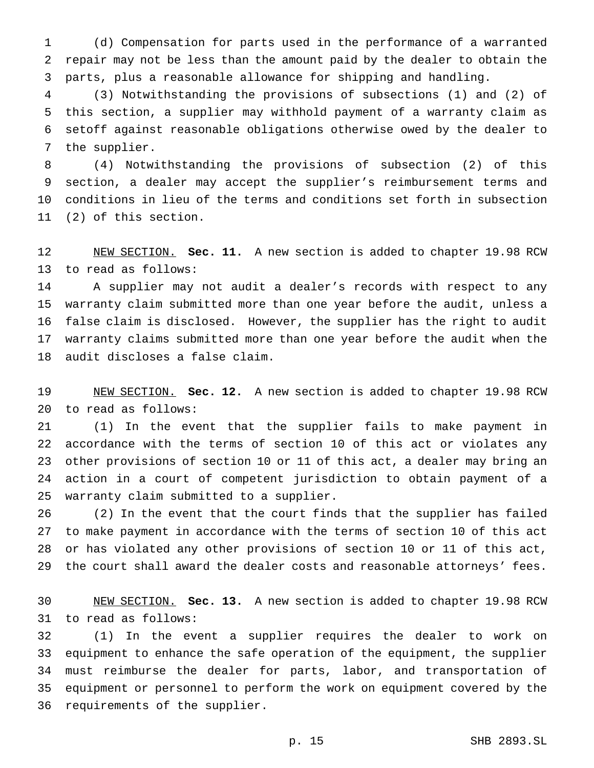(d) Compensation for parts used in the performance of a warranted repair may not be less than the amount paid by the dealer to obtain the parts, plus a reasonable allowance for shipping and handling.

(3) Notwithstanding the provisions of subsections (1) and (2) of this section, a supplier may withhold payment of a warranty claim as setoff against reasonable obligations otherwise owed by the dealer to the supplier.

(4) Notwithstanding the provisions of subsection (2) of this section, a dealer may accept the supplier's reimbursement terms and conditions in lieu of the terms and conditions set forth in subsection (2) of this section.

NEW SECTION. **Sec. 11.** A new section is added to chapter 19.98 RCW to read as follows:

A supplier may not audit a dealer's records with respect to any warranty claim submitted more than one year before the audit, unless a false claim is disclosed. However, the supplier has the right to audit warranty claims submitted more than one year before the audit when the audit discloses a false claim.

NEW SECTION. **Sec. 12.** A new section is added to chapter 19.98 RCW to read as follows:

(1) In the event that the supplier fails to make payment in accordance with the terms of section 10 of this act or violates any other provisions of section 10 or 11 of this act, a dealer may bring an action in a court of competent jurisdiction to obtain payment of a warranty claim submitted to a supplier.

(2) In the event that the court finds that the supplier has failed to make payment in accordance with the terms of section 10 of this act or has violated any other provisions of section 10 or 11 of this act, the court shall award the dealer costs and reasonable attorneys' fees.

NEW SECTION. **Sec. 13.** A new section is added to chapter 19.98 RCW to read as follows:

(1) In the event a supplier requires the dealer to work on equipment to enhance the safe operation of the equipment, the supplier must reimburse the dealer for parts, labor, and transportation of equipment or personnel to perform the work on equipment covered by the requirements of the supplier.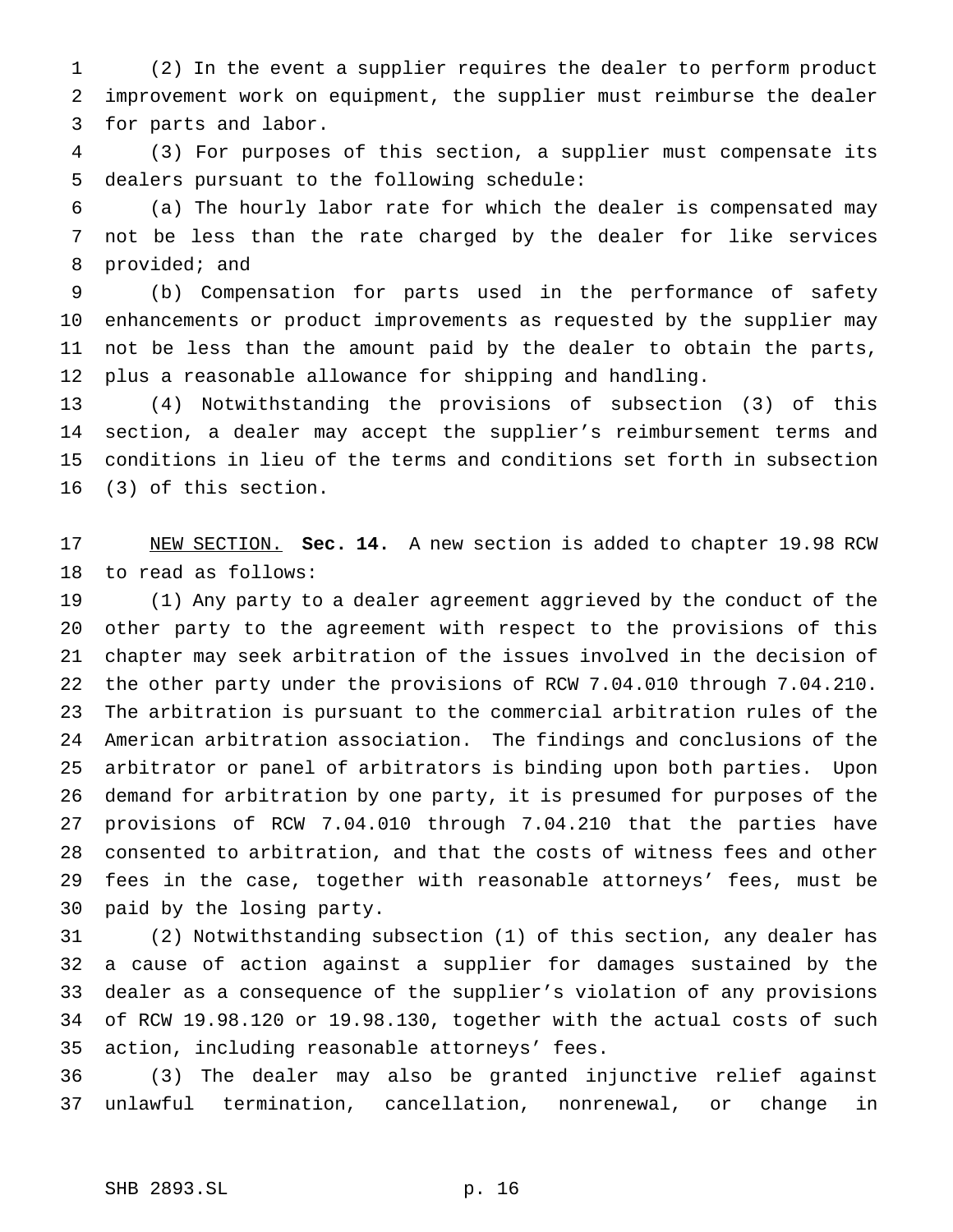(2) In the event a supplier requires the dealer to perform product improvement work on equipment, the supplier must reimburse the dealer for parts and labor.

(3) For purposes of this section, a supplier must compensate its dealers pursuant to the following schedule:

(a) The hourly labor rate for which the dealer is compensated may not be less than the rate charged by the dealer for like services provided; and

(b) Compensation for parts used in the performance of safety enhancements or product improvements as requested by the supplier may not be less than the amount paid by the dealer to obtain the parts, plus a reasonable allowance for shipping and handling.

(4) Notwithstanding the provisions of subsection (3) of this section, a dealer may accept the supplier's reimbursement terms and conditions in lieu of the terms and conditions set forth in subsection (3) of this section.

NEW SECTION. **Sec. 14.** A new section is added to chapter 19.98 RCW to read as follows:

(1) Any party to a dealer agreement aggrieved by the conduct of the other party to the agreement with respect to the provisions of this chapter may seek arbitration of the issues involved in the decision of the other party under the provisions of RCW 7.04.010 through 7.04.210. The arbitration is pursuant to the commercial arbitration rules of the American arbitration association. The findings and conclusions of the arbitrator or panel of arbitrators is binding upon both parties. Upon demand for arbitration by one party, it is presumed for purposes of the provisions of RCW 7.04.010 through 7.04.210 that the parties have consented to arbitration, and that the costs of witness fees and other fees in the case, together with reasonable attorneys' fees, must be paid by the losing party.

(2) Notwithstanding subsection (1) of this section, any dealer has a cause of action against a supplier for damages sustained by the dealer as a consequence of the supplier's violation of any provisions of RCW 19.98.120 or 19.98.130, together with the actual costs of such action, including reasonable attorneys' fees.

(3) The dealer may also be granted injunctive relief against unlawful termination, cancellation, nonrenewal, or change in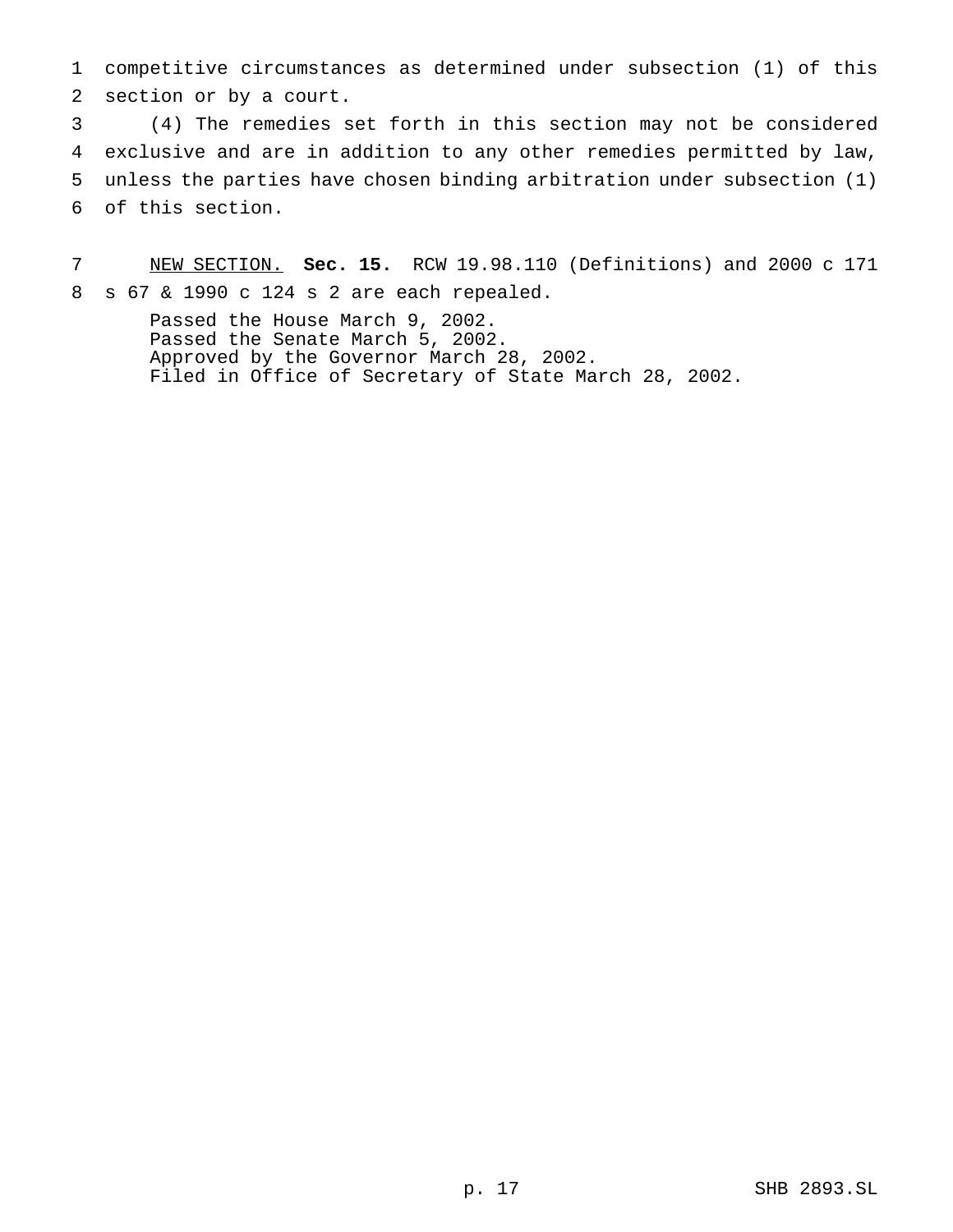competitive circumstances as determined under subsection (1) of this section or by a court.

(4) The remedies set forth in this section may not be considered exclusive and are in addition to any other remedies permitted by law, unless the parties have chosen binding arbitration under subsection (1) of this section.

NEW SECTION. **Sec. 15.** RCW 19.98.110 (Definitions) and 2000 c 171 s 67 & 1990 c 124 s 2 are each repealed.

Passed the House March 9, 2002.
Passed the Senate March 5, 2002.
Approved by the Governor March 28, 2002.
Filed in Office of Secretary of State March 28, 2002.